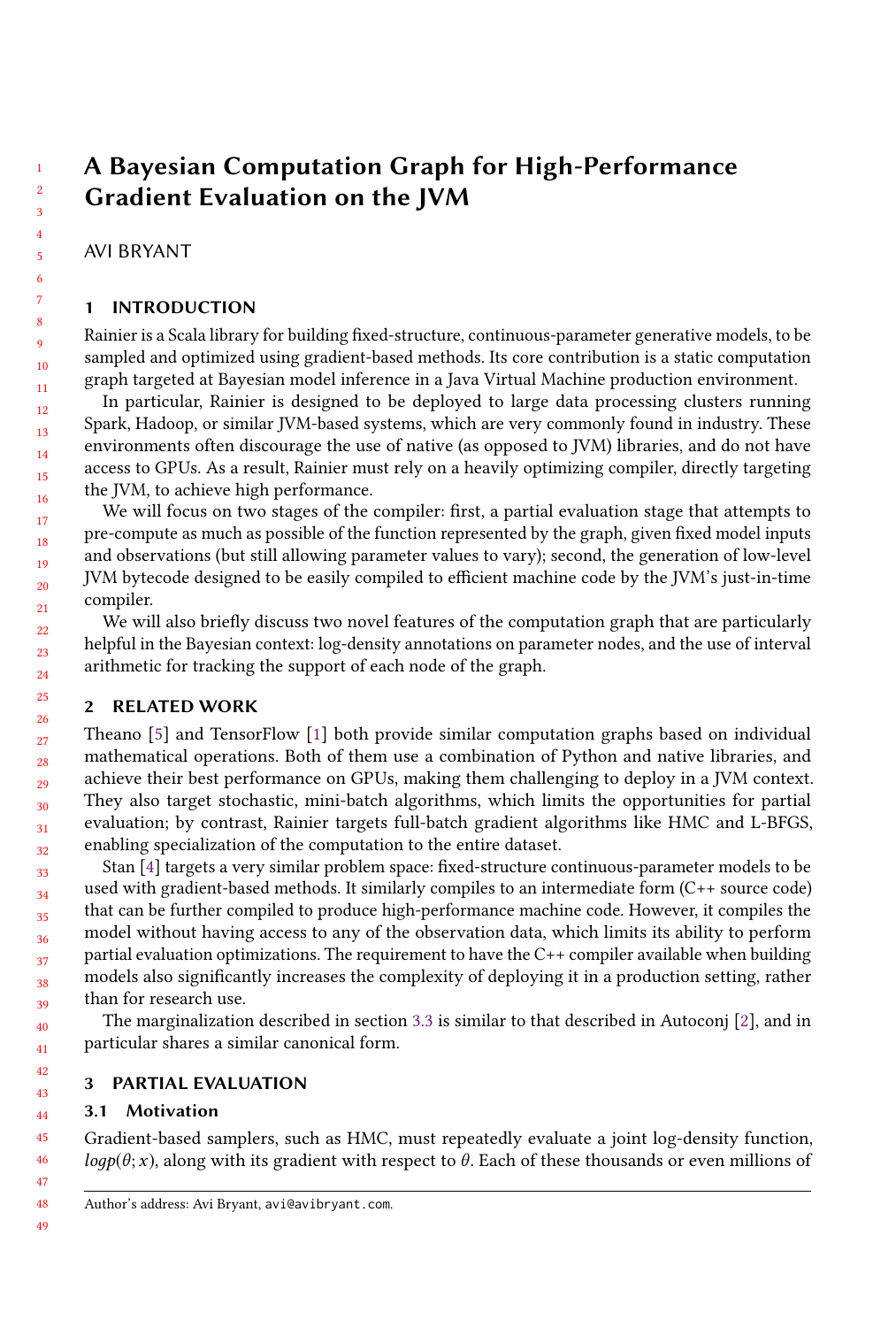# A Bayesian Computation Graph for High-Performance Gradient Evaluation on the JVM

AVI BRYANT

## 1 INTRODUCTION

Rainier is a Scala library for building fixed-structure, continuous-parameter generative models, to be sampled and optimized using gradient-based methods. Its core contribution is a static computation graph targeted at Bayesian model inference in a Java Virtual Machine production environment.

In particular, Rainier is designed to be deployed to large data processing clusters running Spark, Hadoop, or similar JVM-based systems, which are very commonly found in industry. These environments often discourage the use of native (as opposed to JVM) libraries, and do not have access to GPUs. As a result, Rainier must rely on a heavily optimizing compiler, directly targeting the JVM, to achieve high performance.

We will focus on two stages of the compiler: first, a partial evaluation stage that attempts to pre-compute as much as possible of the function represented by the graph, given fixed model inputs and observations (but still allowing parameter values to vary); second, the generation of low-level JVM bytecode designed to be easily compiled to efficient machine code by the JVM's just-in-time compiler.

We will also briefly discuss two novel features of the computation graph that are particularly helpful in the Bayesian context: log-density annotations on parameter nodes, and the use of interval arithmetic for tracking the support of each node of the graph.

## 2 RELATED WORK

Theano [5] and TensorFlow [1] both provide similar computation graphs based on individual mathematical operations. Both of them use a combination of Python and native libraries, and achieve their best performance on GPUs, making them challenging to deploy in a JVM context. They also target stochastic, mini-batch algorithms, which limits the opportunities for partial evaluation; by contrast, Rainier targets full-batch gradient algorithms like HMC and L-BFGS, enabling specialization of the computation to the entire dataset.

Stan [4] targets a very similar problem space: fixed-structure continuous-parameter models to be used with gradient-based methods. It similarly compiles to an intermediate form (C++ source code) that can be further compiled to produce high-performance machine code. However, it compiles the model without having access to any of the observation data, which limits its ability to perform partial evaluation optimizations. The requirement to have the C++ compiler available when building models also significantly increases the complexity of deploying it in a production setting, rather than for research use.

The marginalization described in section 3.3 is similar to that described in Autoconj [2], and in particular shares a similar canonical form.

## 3 PARTIAL EVALUATION

### 3.1 Motivation

Gradient-based samplers, such as HMC, must repeatedly evaluate a joint log-density function, $logp(\theta; x)$, along with its gradient with respect to $\theta$. Each of these thousands or even millions of

Author's address: Avi Bryant, avi@avibryant.com.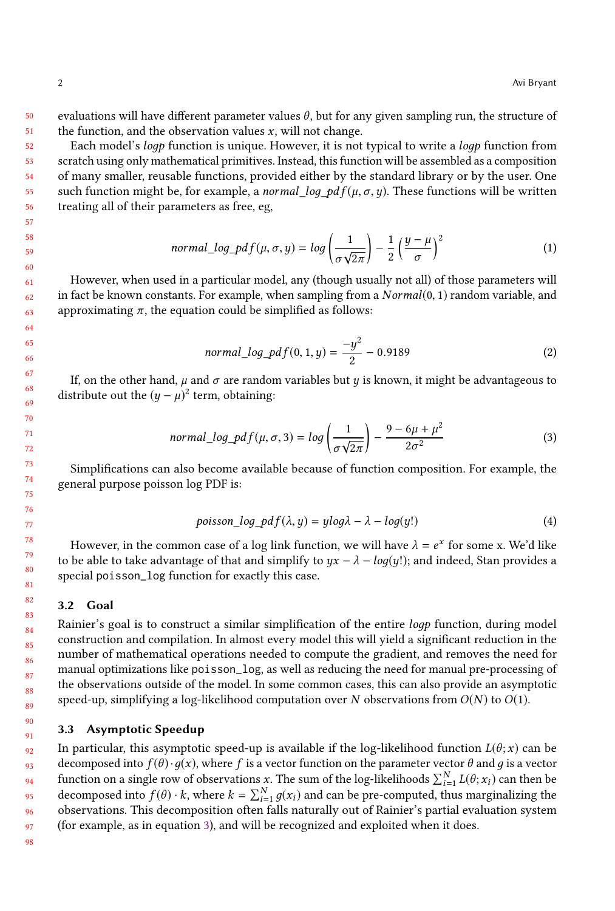evaluations will have different parameter values $\theta$, but for any given sampling run, the structure of the function, and the observation values $x$, will not change.

Each model's *logp* function is unique. However, it is not typical to write a *logp* function from scratch using only mathematical primitives. Instead, this function will be assembled as a composition of many smaller, reusable functions, provided either by the standard library or by the user. One such function might be, for example, a $normal\_log\_pdf(\mu, \sigma, y)$. These functions will be written treating all of their parameters as free, eg,

$$normal\_log\_pdf(\mu, \sigma, y) = log\left(\frac{1}{\sigma\sqrt{2\pi}}\right) - \frac{1}{2}\left(\frac{y - \mu}{\sigma}\right)^2 \tag{1}$$

However, when used in a particular model, any (though usually not all) of those parameters will in fact be known constants. For example, when sampling from a $Normal(0, 1)$ random variable, and approximating $\pi$, the equation could be simplified as follows:

$$normal\_log\_pdf(0, 1, y) = \frac{-y^2}{2} - 0.9189 \tag{2}$$

If, on the other hand, $\mu$ and $\sigma$ are random variables but $y$ is known, it might be advantageous to distribute out the $(y - \mu)^2$ term, obtaining:

$$normal\_log\_pdf(\mu, \sigma, 3) = log\left(\frac{1}{\sigma\sqrt{2\pi}}\right) - \frac{9 - 6\mu + \mu^2}{2\sigma^2} \tag{3}$$

Simplifications can also become available because of function composition. For example, the general purpose poisson log PDF is:

$$poisson\_log\_pdf(\lambda, y) = ylog\lambda - \lambda - log(y!) \tag{4}$$

However, in the common case of a log link function, we will have $\lambda = e^x$ for some x. We'd like to be able to take advantage of that and simplify to $yx - \lambda - log(y!)$; and indeed, Stan provides a special `poisson_log` function for exactly this case.

### 3.2 Goal

Rainier's goal is to construct a similar simplification of the entire *logp* function, during model construction and compilation. In almost every model this will yield a significant reduction in the number of mathematical operations needed to compute the gradient, and removes the need for manual optimizations like `poisson_log`, as well as reducing the need for manual pre-processing of the observations outside of the model. In some common cases, this can also provide an asymptotic speed-up, simplifying a log-likelihood computation over $N$ observations from $O(N)$ to $O(1)$.

### 3.3 Asymptotic Speedup

In particular, this asymptotic speed-up is available if the log-likelihood function $L(\theta; x)$ can be decomposed into $f(\theta) \cdot g(x)$, where $f$ is a vector function on the parameter vector $\theta$ and $g$ is a vector function on a single row of observations $x$. The sum of the log-likelihoods $\sum_{i=1}^{N} L(\theta; x_i)$ can then be decomposed into $f(\theta) \cdot k$, where $k = \sum_{i=1}^{N} g(x_i)$ and can be pre-computed, thus marginalizing the observations. This decomposition often falls naturally out of Rainier's partial evaluation system (for example, as in equation 3), and will be recognized and exploited when it does.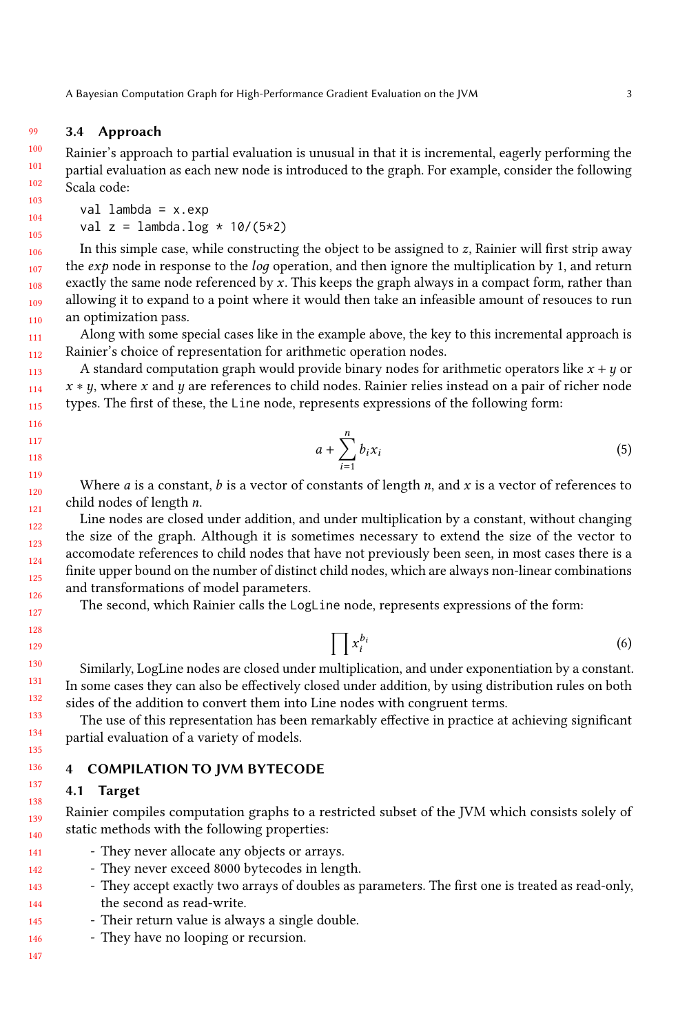### 3.4 Approach

Rainier's approach to partial evaluation is unusual in that it is incremental, eagerly performing the partial evaluation as each new node is introduced to the graph. For example, consider the following Scala code:

```
val lambda = x.exp
val z = lambda.log * 10/(5*2)
```

In this simple case, while constructing the object to be assigned to $z$, Rainier will first strip away the *exp* node in response to the *log* operation, and then ignore the multiplication by 1, and return exactly the same node referenced by $x$. This keeps the graph always in a compact form, rather than allowing it to expand to a point where it would then take an infeasible amount of resouces to run an optimization pass.

Along with some special cases like in the example above, the key to this incremental approach is Rainier's choice of representation for arithmetic operation nodes.

A standard computation graph would provide binary nodes for arithmetic operators like $x + y$ or $x * y$, where $x$ and $y$ are references to child nodes. Rainier relies instead on a pair of richer node types. The first of these, the `Line` node, represents expressions of the following form:

$$a + \sum_{i=1}^{n} b_i x_i \tag{5}$$

Where $a$ is a constant, $b$ is a vector of constants of length $n$, and $x$ is a vector of references to child nodes of length $n$.

Line nodes are closed under addition, and under multiplication by a constant, without changing the size of the graph. Although it is sometimes necessary to extend the size of the vector to accomodate references to child nodes that have not previously been seen, in most cases there is a finite upper bound on the number of distinct child nodes, which are always non-linear combinations and transformations of model parameters.

The second, which Rainier calls the `LogLine` node, represents expressions of the form:

$$\prod x_i^{b_i} \tag{6}$$

Similarly, LogLine nodes are closed under multiplication, and under exponentiation by a constant. In some cases they can also be effectively closed under addition, by using distribution rules on both sides of the addition to convert them into Line nodes with congruent terms.

The use of this representation has been remarkably effective in practice at achieving significant partial evaluation of a variety of models.

## 4 COMPILATION TO JVM BYTECODE

### 4.1 Target

Rainier compiles computation graphs to a restricted subset of the JVM which consists solely of static methods with the following properties:

- They never allocate any objects or arrays.
- They never exceed 8000 bytecodes in length.
- They accept exactly two arrays of doubles as parameters. The first one is treated as read-only, the second as read-write.
- Their return value is always a single double.
- They have no looping or recursion.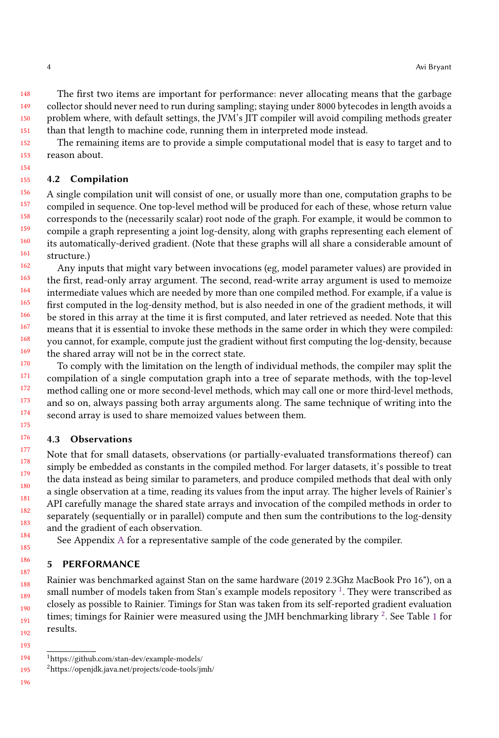The first two items are important for performance: never allocating means that the garbage collector should never need to run during sampling; staying under 8000 bytecodes in length avoids a problem where, with default settings, the JVM's JIT compiler will avoid compiling methods greater than that length to machine code, running them in interpreted mode instead.

The remaining items are to provide a simple computational model that is easy to target and to reason about.

### 4.2 Compilation

A single compilation unit will consist of one, or usually more than one, computation graphs to be compiled in sequence. One top-level method will be produced for each of these, whose return value corresponds to the (necessarily scalar) root node of the graph. For example, it would be common to compile a graph representing a joint log-density, along with graphs representing each element of its automatically-derived gradient. (Note that these graphs will all share a considerable amount of structure.)

Any inputs that might vary between invocations (eg, model parameter values) are provided in the first, read-only array argument. The second, read-write array argument is used to memoize intermediate values which are needed by more than one compiled method. For example, if a value is first computed in the log-density method, but is also needed in one of the gradient methods, it will be stored in this array at the time it is first computed, and later retrieved as needed. Note that this means that it is essential to invoke these methods in the same order in which they were compiled: you cannot, for example, compute just the gradient without first computing the log-density, because the shared array will not be in the correct state.

To comply with the limitation on the length of individual methods, the compiler may split the compilation of a single computation graph into a tree of separate methods, with the top-level method calling one or more second-level methods, which may call one or more third-level methods, and so on, always passing both array arguments along. The same technique of writing into the second array is used to share memoized values between them.

### 4.3 Observations

Note that for small datasets, observations (or partially-evaluated transformations thereof) can simply be embedded as constants in the compiled method. For larger datasets, it's possible to treat the data instead as being similar to parameters, and produce compiled methods that deal with only a single observation at a time, reading its values from the input array. The higher levels of Rainier's API carefully manage the shared state arrays and invocation of the compiled methods in order to separately (sequentially or in parallel) compute and then sum the contributions to the log-density and the gradient of each observation.

See Appendix A for a representative sample of the code generated by the compiler.

## 5 PERFORMANCE

Rainier was benchmarked against Stan on the same hardware (2019 2.3Ghz MacBook Pro 16"), on a small number of models taken from Stan's example models repository [1]. They were transcribed as closely as possible to Rainier. Timings for Stan was taken from its self-reported gradient evaluation times; timings for Rainier were measured using the JMH benchmarking library [2]. See Table 1 for results.

---

[1] https://github.com/stan-dev/example-models/

[2] https://openjdk.java.net/projects/code-tools/jmh/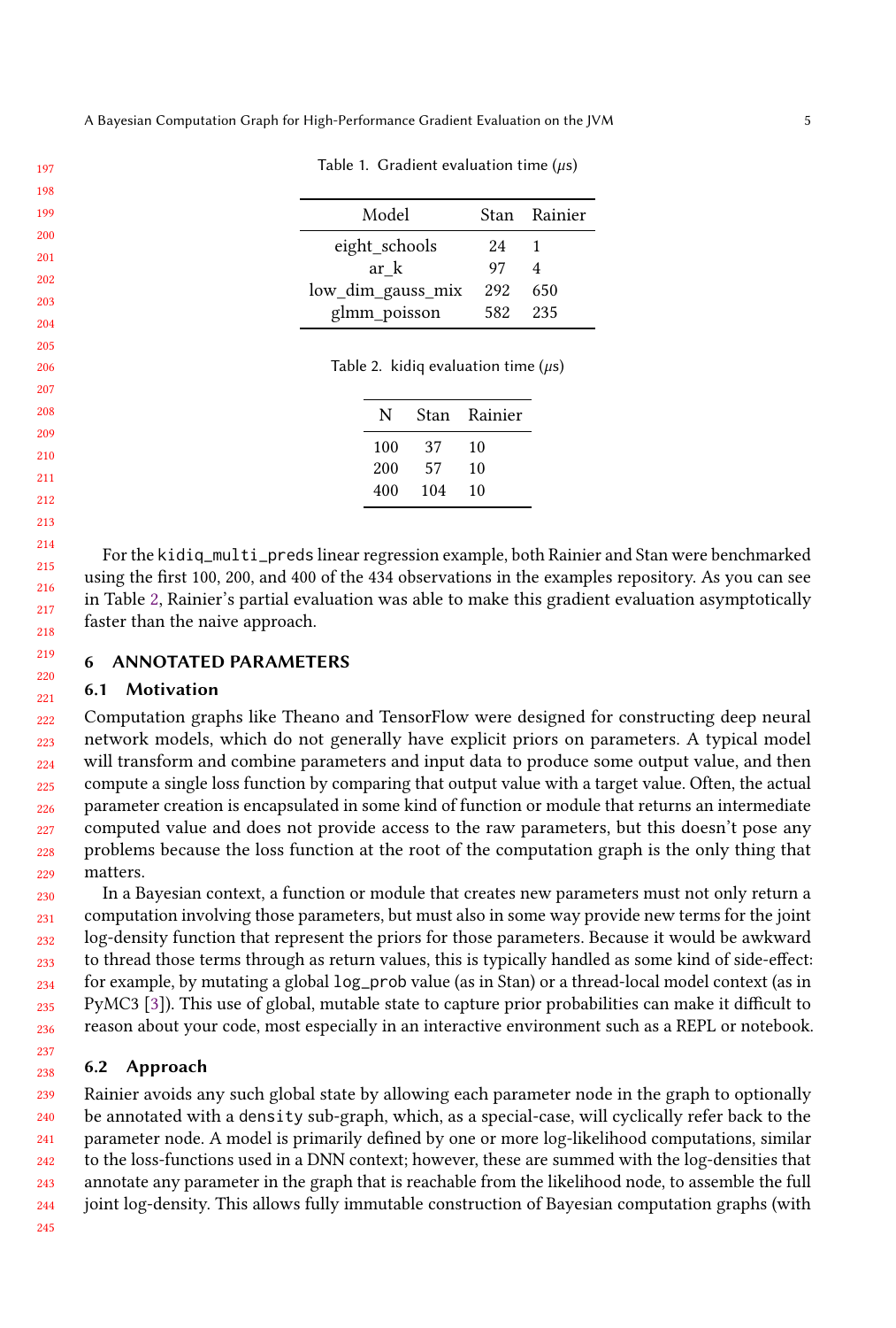Table 1. Gradient evaluation time ($\mu$s)

| Model | Stan | Rainier |
|---|---|---|
| eight_schools | 24 | 1 |
| ar_k | 97 | 4 |
| low_dim_gauss_mix | 292 | 650 |
| glmm_poisson | 582 | 235 |

Table 2. kidiq evaluation time ($\mu$s)

| N | Stan | Rainier |
|---|---|---|
| 100 | 37 | 10 |
| 200 | 57 | 10 |
| 400 | 104 | 10 |

For the `kidiq_multi_preds` linear regression example, both Rainier and Stan were benchmarked using the first 100, 200, and 400 of the 434 observations in the examples repository. As you can see in Table 2, Rainier's partial evaluation was able to make this gradient evaluation asymptotically faster than the naive approach.

## 6 ANNOTATED PARAMETERS

### 6.1 Motivation

Computation graphs like Theano and TensorFlow were designed for constructing deep neural network models, which do not generally have explicit priors on parameters. A typical model will transform and combine parameters and input data to produce some output value, and then compute a single loss function by comparing that output value with a target value. Often, the actual parameter creation is encapsulated in some kind of function or module that returns an intermediate computed value and does not provide access to the raw parameters, but this doesn't pose any problems because the loss function at the root of the computation graph is the only thing that matters.

In a Bayesian context, a function or module that creates new parameters must not only return a computation involving those parameters, but must also in some way provide new terms for the joint log-density function that represent the priors for those parameters. Because it would be awkward to thread those terms through as return values, this is typically handled as some kind of side-effect: for example, by mutating a global `log_prob` value (as in Stan) or a thread-local model context (as in PyMC3 [3]). This use of global, mutable state to capture prior probabilities can make it difficult to reason about your code, most especially in an interactive environment such as a REPL or notebook.

### 6.2 Approach

Rainier avoids any such global state by allowing each parameter node in the graph to optionally be annotated with a `density` sub-graph, which, as a special-case, will cyclically refer back to the parameter node. A model is primarily defined by one or more log-likelihood computations, similar to the loss-functions used in a DNN context; however, these are summed with the log-densities that annotate any parameter in the graph that is reachable from the likelihood node, to assemble the full joint log-density. This allows fully immutable construction of Bayesian computation graphs (with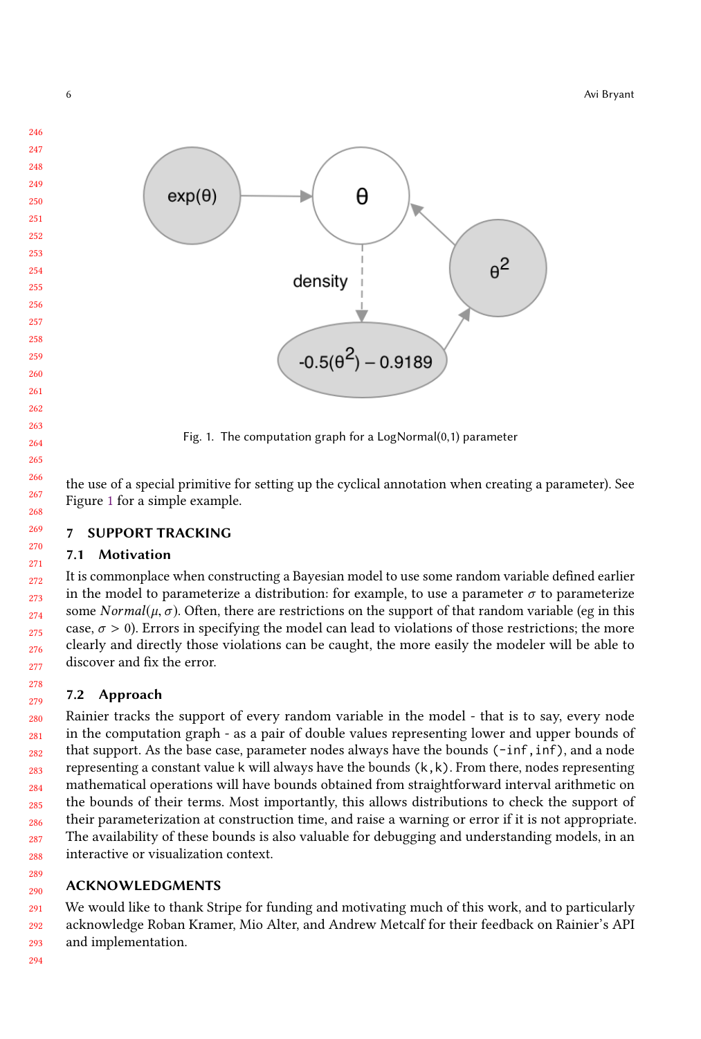Fig. 1. The computation graph for a LogNormal(0,1) parameter

the use of a special primitive for setting up the cyclical annotation when creating a parameter). See Figure 1 for a simple example.

## 7 SUPPORT TRACKING

### 7.1 Motivation

It is commonplace when constructing a Bayesian model to use some random variable defined earlier in the model to parameterize a distribution: for example, to use a parameter $\sigma$ to parameterize some $Normal(\mu, \sigma)$. Often, there are restrictions on the support of that random variable (eg in this case, $\sigma > 0$). Errors in specifying the model can lead to violations of those restrictions; the more clearly and directly those violations can be caught, the more easily the modeler will be able to discover and fix the error.

### 7.2 Approach

Rainier tracks the support of every random variable in the model - that is to say, every node in the computation graph - as a pair of double values representing lower and upper bounds of that support. As the base case, parameter nodes always have the bounds `(-inf,inf)`, and a node representing a constant value `k` will always have the bounds `(k,k)`. From there, nodes representing mathematical operations will have bounds obtained from straightforward interval arithmetic on the bounds of their terms. Most importantly, this allows distributions to check the support of their parameterization at construction time, and raise a warning or error if it is not appropriate. The availability of these bounds is also valuable for debugging and understanding models, in an interactive or visualization context.

## ACKNOWLEDGMENTS

We would like to thank Stripe for funding and motivating much of this work, and to particularly acknowledge Roban Kramer, Mio Alter, and Andrew Metcalf for their feedback on Rainier's API and implementation.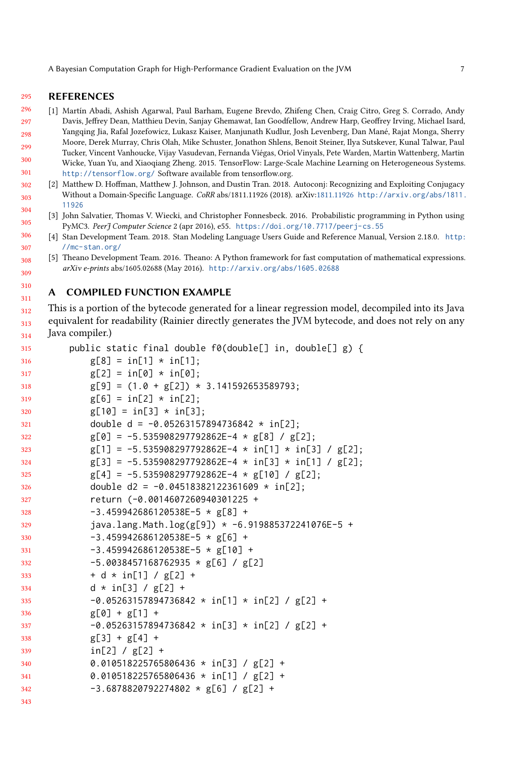## REFERENCES

[1] Martín Abadi, Ashish Agarwal, Paul Barham, Eugene Brevdo, Zhifeng Chen, Craig Citro, Greg S. Corrado, Andy Davis, Jeffrey Dean, Matthieu Devin, Sanjay Ghemawat, Ian Goodfellow, Andrew Harp, Geoffrey Irving, Michael Isard, Yangqing Jia, Rafal Jozefowicz, Lukasz Kaiser, Manjunath Kudlur, Josh Levenberg, Dan Mané, Rajat Monga, Sherry Moore, Derek Murray, Chris Olah, Mike Schuster, Jonathon Shlens, Benoit Steiner, Ilya Sutskever, Kunal Talwar, Paul Tucker, Vincent Vanhoucke, Vijay Vasudevan, Fernanda Viégas, Oriol Vinyals, Pete Warden, Martin Wattenberg, Martin Wicke, Yuan Yu, and Xiaoqiang Zheng. 2015. TensorFlow: Large-Scale Machine Learning on Heterogeneous Systems. http://tensorflow.org/ Software available from tensorflow.org.

[2] Matthew D. Hoffman, Matthew J. Johnson, and Dustin Tran. 2018. Autoconj: Recognizing and Exploiting Conjugacy Without a Domain-Specific Language. *CoRR* abs/1811.11926 (2018). arXiv:1811.11926 http://arxiv.org/abs/1811.11926

[3] John Salvatier, Thomas V. Wiecki, and Christopher Fonnesbeck. 2016. Probabilistic programming in Python using PyMC3. *PeerJ Computer Science* 2 (apr 2016), e55. https://doi.org/10.7717/peerj-cs.55

[4] Stan Development Team. 2018. Stan Modeling Language Users Guide and Reference Manual, Version 2.18.0. http://mc-stan.org/

[5] Theano Development Team. 2016. Theano: A Python framework for fast computation of mathematical expressions. *arXiv e-prints* abs/1605.02688 (May 2016). http://arxiv.org/abs/1605.02688

## A COMPILED FUNCTION EXAMPLE

This is a portion of the bytecode generated for a linear regression model, decompiled into its Java equivalent for readability (Rainier directly generates the JVM bytecode, and does not rely on any Java compiler.)

```
public static final double f0(double[] in, double[] g) {
    g[8] = in[1] * in[1];
    g[2] = in[0] * in[0];
    g[9] = (1.0 + g[2]) * 3.141592653589793;
    g[6] = in[2] * in[2];
    g[10] = in[3] * in[3];
    double d = -0.05263157894736842 * in[2];
    g[0] = -5.535908297792862E-4 * g[8] / g[2];
    g[1] = -5.535908297792862E-4 * in[1] * in[3] / g[2];
    g[3] = -5.535908297792862E-4 * in[3] * in[1] / g[2];
    g[4] = -5.535908297792862E-4 * g[10] / g[2];
    double d2 = -0.04518382122361609 * in[2];
    return (-0.0014607260940301225 +
    -3.459942686120538E-5 * g[8] +
    java.lang.Math.log(g[9]) * -6.919885372241076E-5 +
    -3.459942686120538E-5 * g[6] +
    -3.459942686120538E-5 * g[10] +
    -5.0038457168762935 * g[6] / g[2]
    + d * in[1] / g[2] +
    d * in[3] / g[2] +
    -0.05263157894736842 * in[1] * in[2] / g[2] +
    g[0] + g[1] +
    -0.05263157894736842 * in[3] * in[2] / g[2] +
    g[3] + g[4] +
    in[2] / g[2] +
    0.010518225765806436 * in[3] / g[2] +
    0.010518225765806436 * in[1] / g[2] +
    -3.6878820792274802 * g[6] / g[2] +
```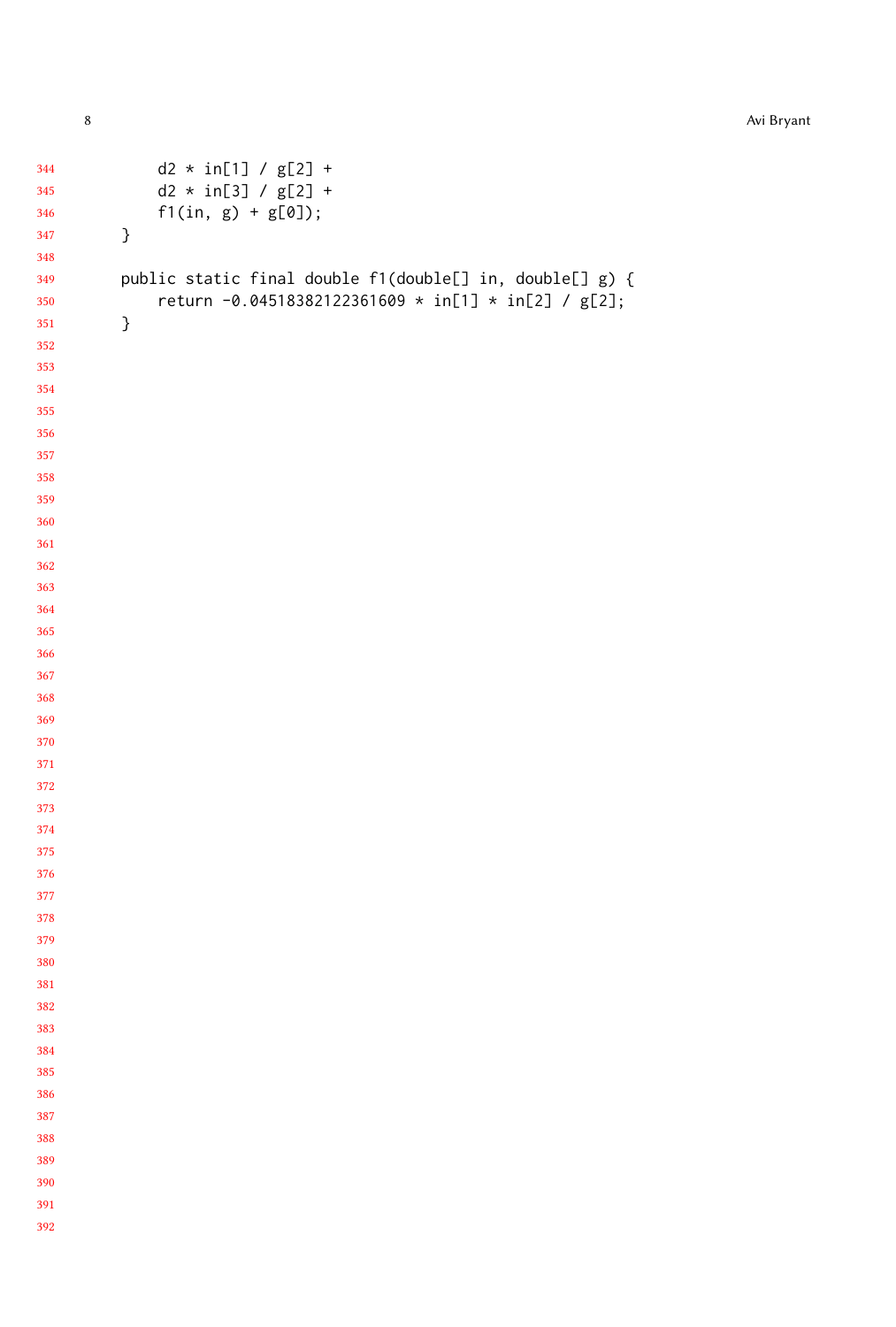```
        d2 * in[1] / g[2] +
        d2 * in[3] / g[2] +
        f1(in, g) + g[0]);
    }

    public static final double f1(double[] in, double[] g) {
        return -0.04518382122361609 * in[1] * in[2] / g[2];
    }
```